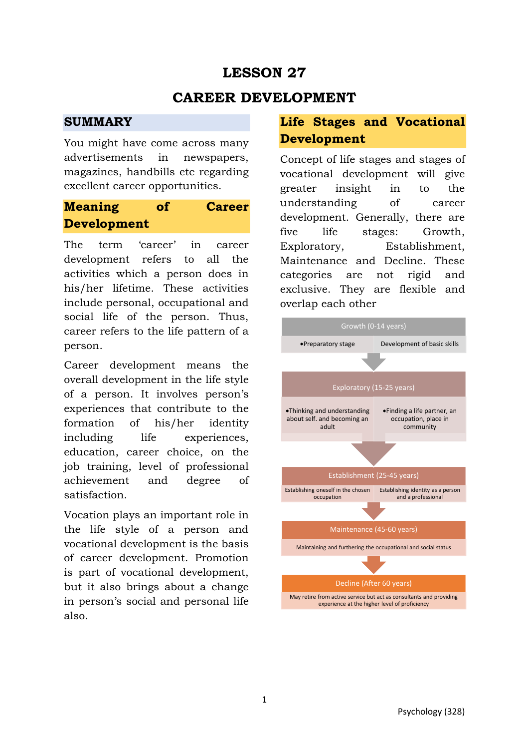# LESSON 27

# CAREER DEVELOPMENT

## SUMMARY

You might have come across many advertisements in newspapers, magazines, handbills etc regarding excellent career opportunities.

## Meaning of Career Development

The term 'career' in career development refers to all the activities which a person does in his/her lifetime. These activities include personal, occupational and social life of the person. Thus, career refers to the life pattern of a person.

Career development means the overall development in the life style of a person. It involves person's experiences that contribute to the formation of his/her identity including life experiences, education, career choice, on the job training, level of professional achievement and degree of satisfaction.

Vocation plays an important role in the life style of a person and vocational development is the basis of career development. Promotion is part of vocational development, but it also brings about a change in person's social and personal life also.

## Life Stages and Vocational Development

Concept of life stages and stages of vocational development will give greater insight in to the understanding of career development. Generally, there are five life stages: Growth, Exploratory, Establishment, Maintenance and Decline. These categories are not rigid and exclusive. They are flexible and overlap each other

**Growth (0-14 years)**
- Preparatory stage
- Development of basic skills

↓

**Exploratory (15-25 years)**
- Thinking and understanding about self. and becoming an adult
- Finding a life partner, an occupation, place in community

↓

**Establishment (25-45 years)**
- Establishing oneself in the chosen occupation
- Establishing identity as a person and a professional

↓

**Maintenance (45-60 years)**
- Maintaining and furthering the occupational and social status

↓

**Decline (After 60 years)**
- May retire from active service but act as consultants and providing experience at the higher level of proficiency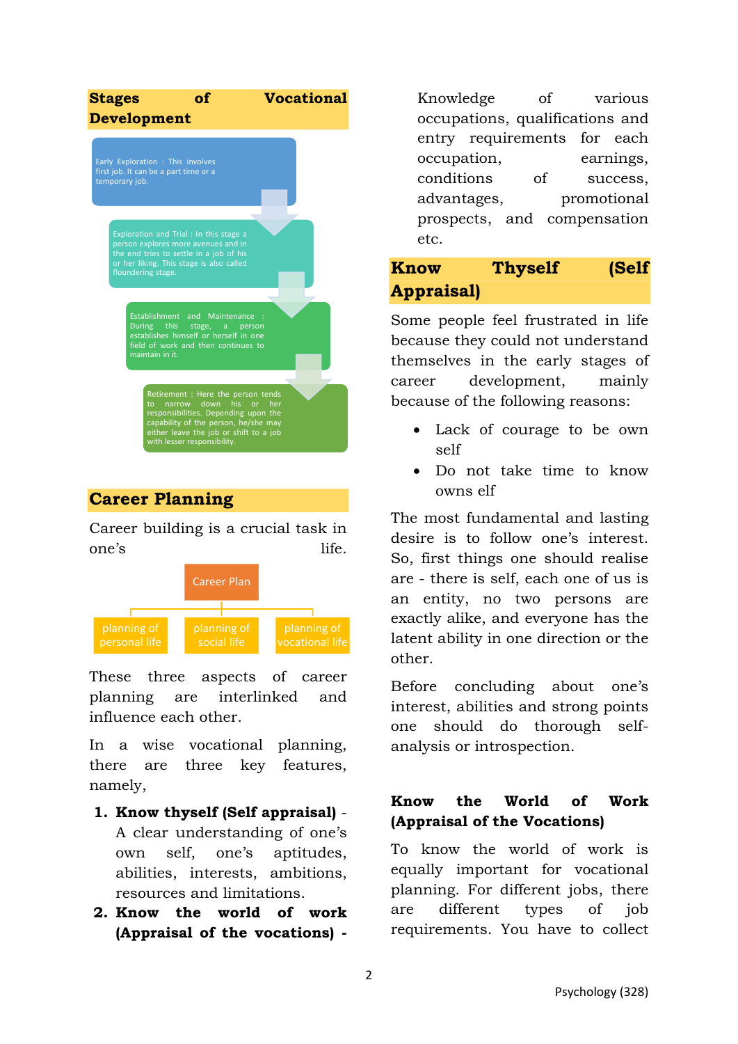## Stages of Vocational Development

Early Exploration : This involves first job. It can be a part time or a temporary job.

Exploration and Trial : In this stage a person explores more avenues and in the end tries to settle in a job of his or her liking. This stage is also called floundering stage.

Establishment and Maintenance : During this stage, a person establishes himself or herself in one field of work and then continues to maintain in it.

Retirement : Here the person tends to narrow down his or her responsibilities. Depending upon the capability of the person, he/she may either leave the job or shift to a job with lesser responsibility.

## Career Planning

Career building is a crucial task in one's life.

Career Plan

- planning of personal life
- planning of social life
- planning of vocational life

These three aspects of career planning are interlinked and influence each other.

In a wise vocational planning, there are three key features, namely,

1. **Know thyself (Self appraisal)** - A clear understanding of one's own self, one's aptitudes, abilities, interests, ambitions, resources and limitations.
2. **Know the world of work (Appraisal of the vocations) -** Knowledge of various occupations, qualifications and entry requirements for each occupation, earnings, conditions of success, advantages, promotional prospects, and compensation etc.

## Know Thyself (Self Appraisal)

Some people feel frustrated in life because they could not understand themselves in the early stages of career development, mainly because of the following reasons:

- Lack of courage to be own self
- Do not take time to know owns elf

The most fundamental and lasting desire is to follow one's interest. So, first things one should realise are - there is self, each one of us is an entity, no two persons are exactly alike, and everyone has the latent ability in one direction or the other.

Before concluding about one's interest, abilities and strong points one should do thorough self-analysis or introspection.

### Know the World of Work (Appraisal of the Vocations)

To know the world of work is equally important for vocational planning. For different jobs, there are different types of job requirements. You have to collect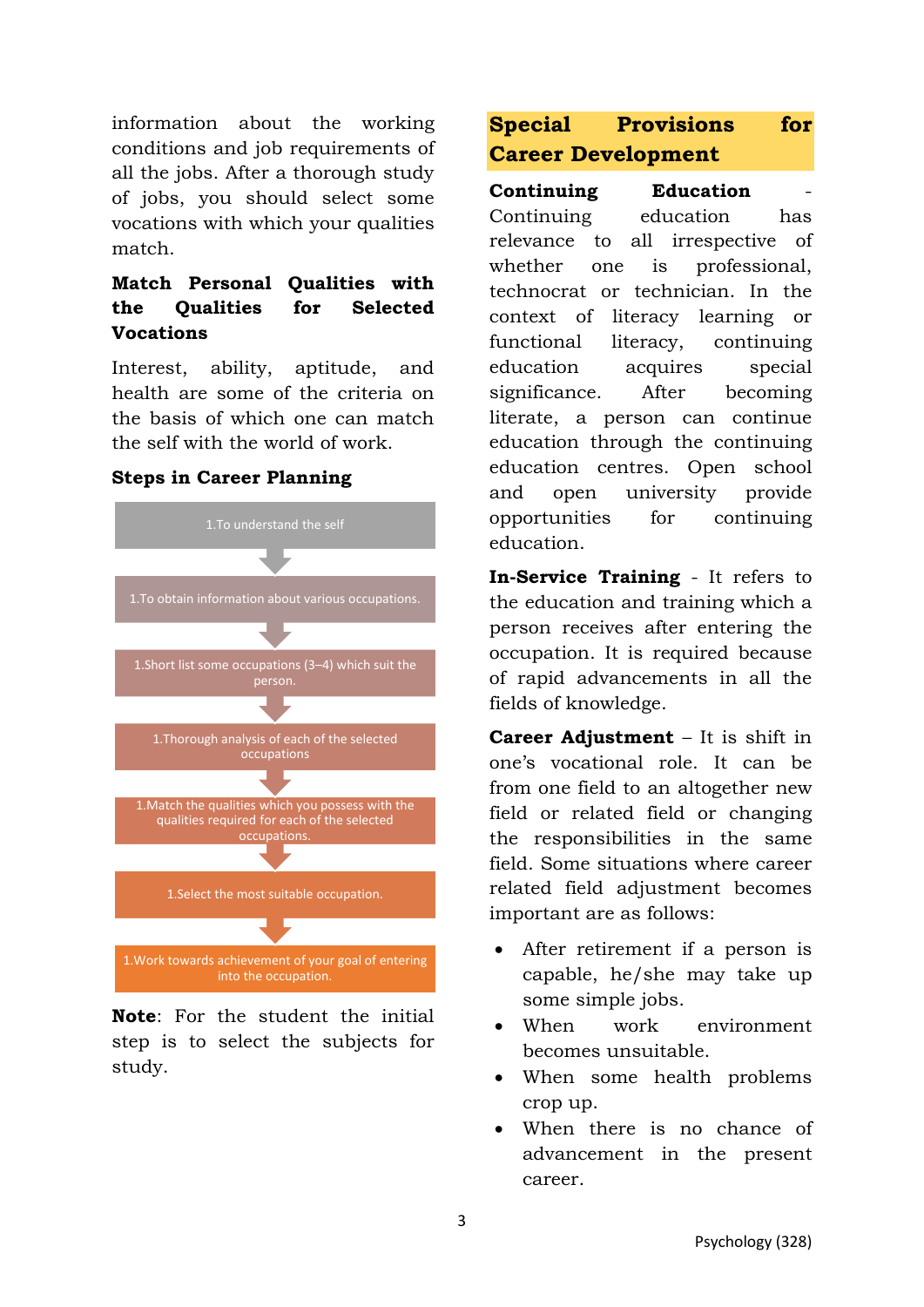information about the working conditions and job requirements of all the jobs. After a thorough study of jobs, you should select some vocations with which your qualities match.

**Match Personal Qualities with the Qualities for Selected Vocations**

Interest, ability, aptitude, and health are some of the criteria on the basis of which one can match the self with the world of work.

**Steps in Career Planning**

1. To understand the self
1. To obtain information about various occupations.
1. Short list some occupations (3–4) which suit the person.
1. Thorough analysis of each of the selected occupations
1. Match the qualities which you possess with the qualities required for each of the selected occupations.
1. Select the most suitable occupation.
1. Work towards achievement of your goal of entering into the occupation.

**Note**: For the student the initial step is to select the subjects for study.

## Special Provisions for Career Development

**Continuing Education** - Continuing education has relevance to all irrespective of whether one is professional, technocrat or technician. In the context of literacy learning or functional literacy, continuing education acquires special significance. After becoming literate, a person can continue education through the continuing education centres. Open school and open university provide opportunities for continuing education.

**In-Service Training** - It refers to the education and training which a person receives after entering the occupation. It is required because of rapid advancements in all the fields of knowledge.

**Career Adjustment** – It is shift in one's vocational role. It can be from one field to an altogether new field or related field or changing the responsibilities in the same field. Some situations where career related field adjustment becomes important are as follows:

- After retirement if a person is capable, he/she may take up some simple jobs.
- When work environment becomes unsuitable.
- When some health problems crop up.
- When there is no chance of advancement in the present career.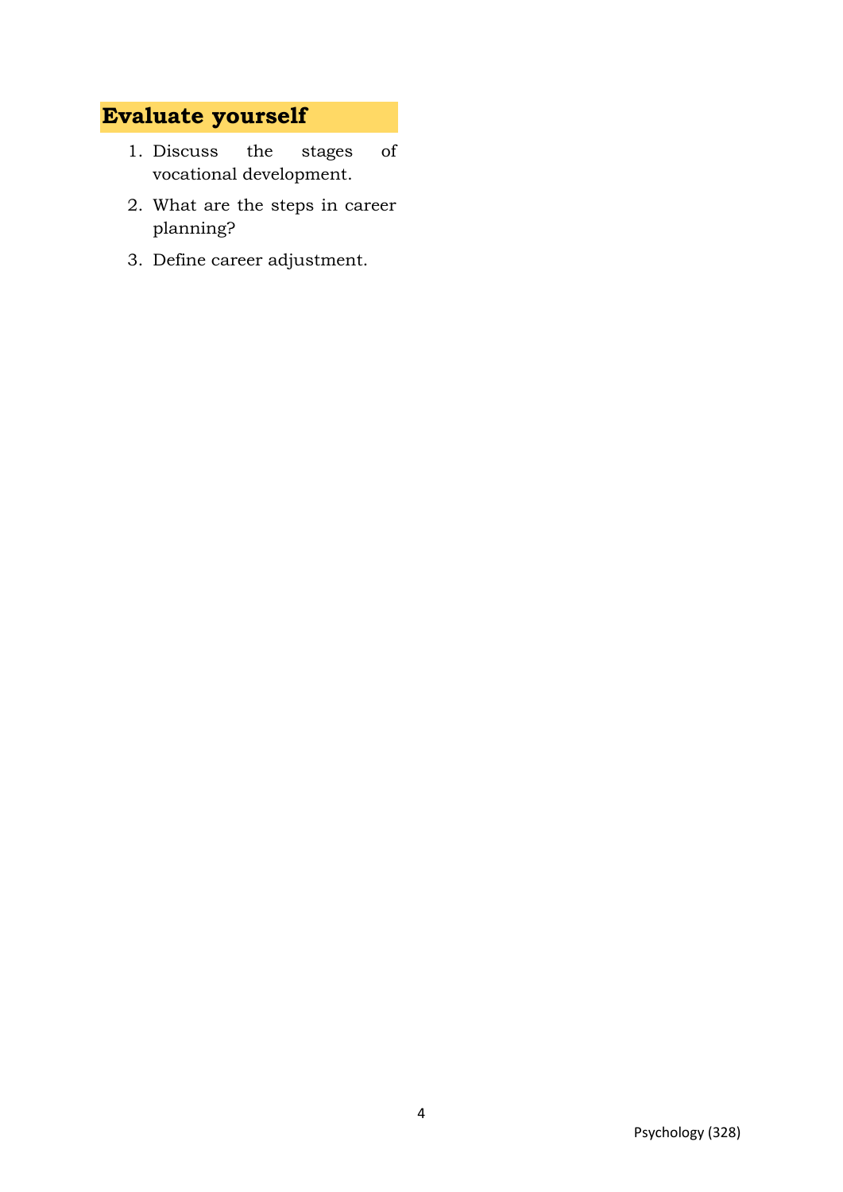## Evaluate yourself

1. Discuss the stages of vocational development.
2. What are the steps in career planning?
3. Define career adjustment.